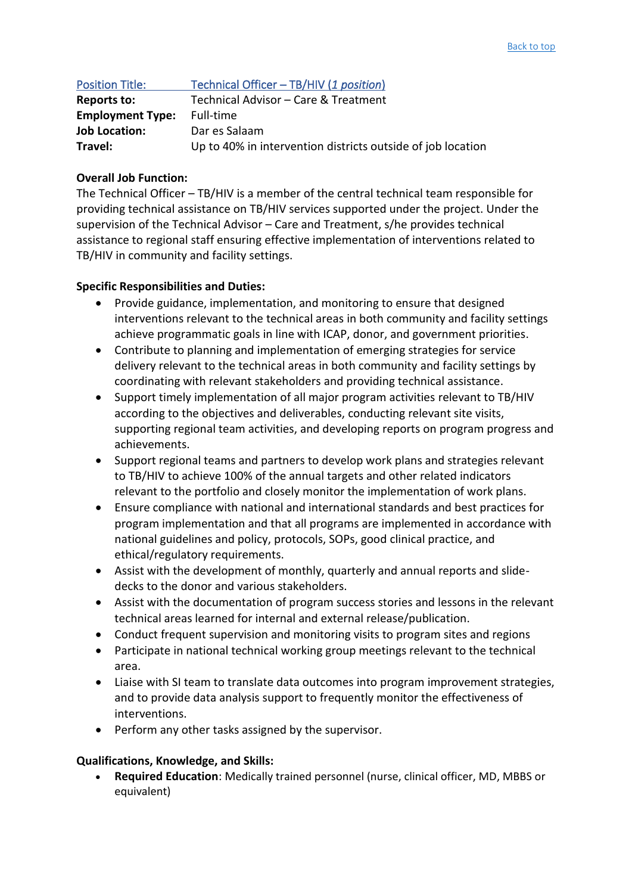Back to top

| Position Title: | Technical Officer – TB/HIV (*1 position*) |
| --- | --- |
| **Reports to:** | Technical Advisor – Care & Treatment |
| **Employment Type:** | Full-time |
| **Job Location:** | Dar es Salaam |
| **Travel:** | Up to 40% in intervention districts outside of job location |

**Overall Job Function:**

The Technical Officer – TB/HIV is a member of the central technical team responsible for providing technical assistance on TB/HIV services supported under the project. Under the supervision of the Technical Advisor – Care and Treatment, s/he provides technical assistance to regional staff ensuring effective implementation of interventions related to TB/HIV in community and facility settings.

**Specific Responsibilities and Duties:**

- Provide guidance, implementation, and monitoring to ensure that designed interventions relevant to the technical areas in both community and facility settings achieve programmatic goals in line with ICAP, donor, and government priorities.
- Contribute to planning and implementation of emerging strategies for service delivery relevant to the technical areas in both community and facility settings by coordinating with relevant stakeholders and providing technical assistance.
- Support timely implementation of all major program activities relevant to TB/HIV according to the objectives and deliverables, conducting relevant site visits, supporting regional team activities, and developing reports on program progress and achievements.
- Support regional teams and partners to develop work plans and strategies relevant to TB/HIV to achieve 100% of the annual targets and other related indicators relevant to the portfolio and closely monitor the implementation of work plans.
- Ensure compliance with national and international standards and best practices for program implementation and that all programs are implemented in accordance with national guidelines and policy, protocols, SOPs, good clinical practice, and ethical/regulatory requirements.
- Assist with the development of monthly, quarterly and annual reports and slide-decks to the donor and various stakeholders.
- Assist with the documentation of program success stories and lessons in the relevant technical areas learned for internal and external release/publication.
- Conduct frequent supervision and monitoring visits to program sites and regions
- Participate in national technical working group meetings relevant to the technical area.
- Liaise with SI team to translate data outcomes into program improvement strategies, and to provide data analysis support to frequently monitor the effectiveness of interventions.
- Perform any other tasks assigned by the supervisor.

**Qualifications, Knowledge, and Skills:**

- **Required Education**: Medically trained personnel (nurse, clinical officer, MD, MBBS or equivalent)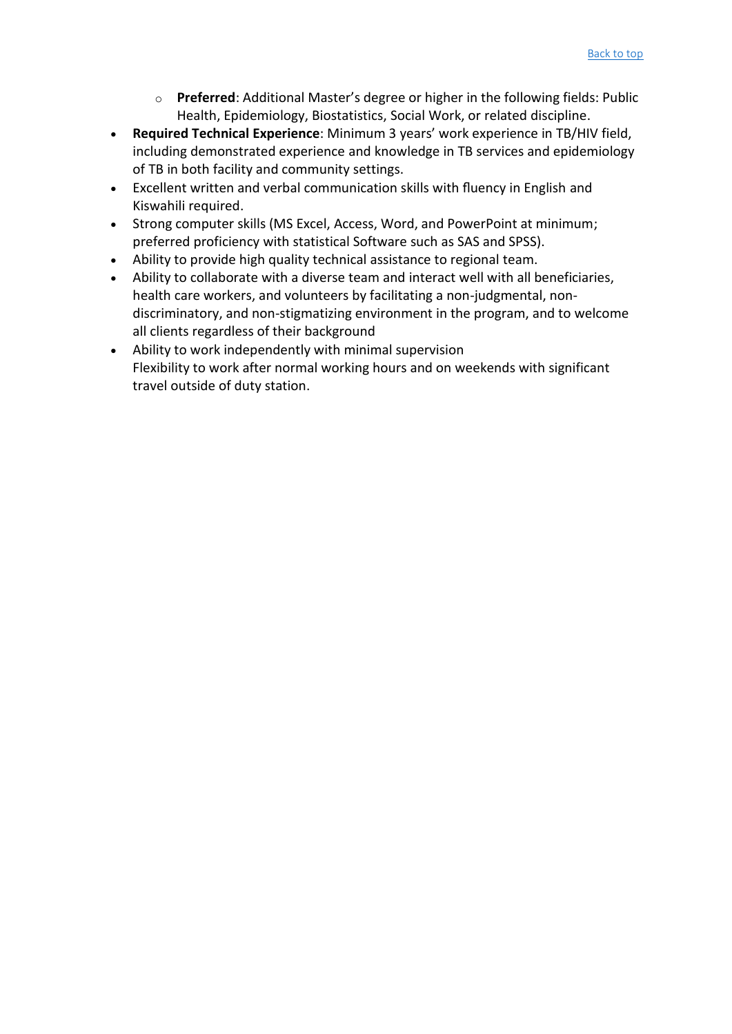[Back to top](#)

  - **Preferred**: Additional Master's degree or higher in the following fields: Public Health, Epidemiology, Biostatistics, Social Work, or related discipline.
- **Required Technical Experience**: Minimum 3 years' work experience in TB/HIV field, including demonstrated experience and knowledge in TB services and epidemiology of TB in both facility and community settings.
- Excellent written and verbal communication skills with fluency in English and Kiswahili required.
- Strong computer skills (MS Excel, Access, Word, and PowerPoint at minimum; preferred proficiency with statistical Software such as SAS and SPSS).
- Ability to provide high quality technical assistance to regional team.
- Ability to collaborate with a diverse team and interact well with all beneficiaries, health care workers, and volunteers by facilitating a non-judgmental, non-discriminatory, and non-stigmatizing environment in the program, and to welcome all clients regardless of their background
- Ability to work independently with minimal supervision
  Flexibility to work after normal working hours and on weekends with significant travel outside of duty station.